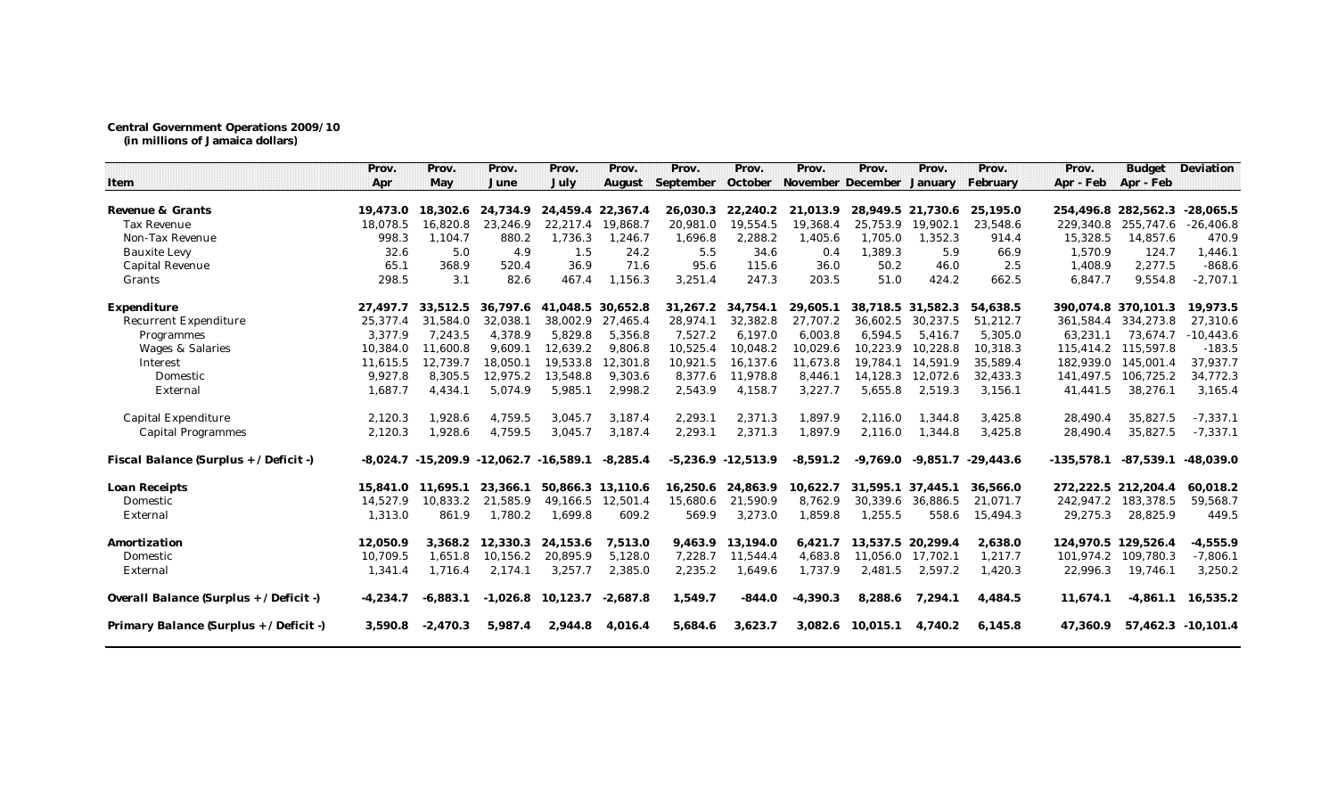**Central Government Operations 2009/10**
**(in millions of Jamaica dollars)**

| Item | Prov. Apr | Prov. May | Prov. June | Prov. July | Prov. August | Prov. September | Prov. October | Prov. November | Prov. December | Prov. January | Prov. February | Prov. Apr - Feb | Budget Apr - Feb | Deviation |
|---|---|---|---|---|---|---|---|---|---|---|---|---|---|---|
| **Revenue & Grants** | **19,473.0** | **18,302.6** | **24,734.9** | **24,459.4** | **22,367.4** | **26,030.3** | **22,240.2** | **21,013.9** | **28,949.5** | **21,730.6** | **25,195.0** | **254,496.8** | **282,562.3** | **-28,065.5** |
| Tax Revenue | 18,078.5 | 16,820.8 | 23,246.9 | 22,217.4 | 19,868.7 | 20,981.0 | 19,554.5 | 19,368.4 | 25,753.9 | 19,902.1 | 23,548.6 | 229,340.8 | 255,747.6 | -26,406.8 |
| Non-Tax Revenue | 998.3 | 1,104.7 | 880.2 | 1,736.3 | 1,246.7 | 1,696.8 | 2,288.2 | 1,405.6 | 1,705.0 | 1,352.3 | 914.4 | 15,328.5 | 14,857.6 | 470.9 |
| Bauxite Levy | 32.6 | 5.0 | 4.9 | 1.5 | 24.2 | 5.5 | 34.6 | 0.4 | 1,389.3 | 5.9 | 66.9 | 1,570.9 | 124.7 | 1,446.1 |
| Capital Revenue | 65.1 | 368.9 | 520.4 | 36.9 | 71.6 | 95.6 | 115.6 | 36.0 | 50.2 | 46.0 | 2.5 | 1,408.9 | 2,277.5 | -868.6 |
| Grants | 298.5 | 3.1 | 82.6 | 467.4 | 1,156.3 | 3,251.4 | 247.3 | 203.5 | 51.0 | 424.2 | 662.5 | 6,847.7 | 9,554.8 | -2,707.1 |
| **Expenditure** | **27,497.7** | **33,512.5** | **36,797.6** | **41,048.5** | **30,652.8** | **31,267.2** | **34,754.1** | **29,605.1** | **38,718.5** | **31,582.3** | **54,638.5** | **390,074.8** | **370,101.3** | **19,973.5** |
| Recurrent Expenditure | 25,377.4 | 31,584.0 | 32,038.1 | 38,002.9 | 27,465.4 | 28,974.1 | 32,382.8 | 27,707.2 | 36,602.5 | 30,237.5 | 51,212.7 | 361,584.4 | 334,273.8 | 27,310.6 |
| Programmes | 3,377.9 | 7,243.5 | 4,378.9 | 5,829.8 | 5,356.8 | 7,527.2 | 6,197.0 | 6,003.8 | 6,594.5 | 5,416.7 | 5,305.0 | 63,231.1 | 73,674.7 | -10,443.6 |
| Wages & Salaries | 10,384.0 | 11,600.8 | 9,609.1 | 12,639.2 | 9,806.8 | 10,525.4 | 10,048.2 | 10,029.6 | 10,223.9 | 10,228.8 | 10,318.3 | 115,414.2 | 115,597.8 | -183.5 |
| Interest | 11,615.5 | 12,739.7 | 18,050.1 | 19,533.8 | 12,301.8 | 10,921.5 | 16,137.6 | 11,673.8 | 19,784.1 | 14,591.9 | 35,589.4 | 182,939.0 | 145,001.4 | 37,937.7 |
| Domestic | 9,927.8 | 8,305.5 | 12,975.2 | 13,548.8 | 9,303.6 | 8,377.6 | 11,978.8 | 8,446.1 | 14,128.3 | 12,072.6 | 32,433.3 | 141,497.5 | 106,725.2 | 34,772.3 |
| External | 1,687.7 | 4,434.1 | 5,074.9 | 5,985.1 | 2,998.2 | 2,543.9 | 4,158.7 | 3,227.7 | 5,655.8 | 2,519.3 | 3,156.1 | 41,441.5 | 38,276.1 | 3,165.4 |
| Capital Expenditure | 2,120.3 | 1,928.6 | 4,759.5 | 3,045.7 | 3,187.4 | 2,293.1 | 2,371.3 | 1,897.9 | 2,116.0 | 1,344.8 | 3,425.8 | 28,490.4 | 35,827.5 | -7,337.1 |
| Capital Programmes | 2,120.3 | 1,928.6 | 4,759.5 | 3,045.7 | 3,187.4 | 2,293.1 | 2,371.3 | 1,897.9 | 2,116.0 | 1,344.8 | 3,425.8 | 28,490.4 | 35,827.5 | -7,337.1 |
| **Fiscal Balance (Surplus + / Deficit -)** | **-8,024.7** | **-15,209.9** | **-12,062.7** | **-16,589.1** | **-8,285.4** | **-5,236.9** | **-12,513.9** | **-8,591.2** | **-9,769.0** | **-9,851.7** | **-29,443.6** | **-135,578.1** | **-87,539.1** | **-48,039.0** |
| **Loan Receipts** | **15,841.0** | **11,695.1** | **23,366.1** | **50,866.3** | **13,110.6** | **16,250.6** | **24,863.9** | **10,622.7** | **31,595.1** | **37,445.1** | **36,566.0** | **272,222.5** | **212,204.4** | **60,018.2** |
| Domestic | 14,527.9 | 10,833.2 | 21,585.9 | 49,166.5 | 12,501.4 | 15,680.6 | 21,590.9 | 8,762.9 | 30,339.6 | 36,886.5 | 21,071.7 | 242,947.2 | 183,378.5 | 59,568.7 |
| External | 1,313.0 | 861.9 | 1,780.2 | 1,699.8 | 609.2 | 569.9 | 3,273.0 | 1,859.8 | 1,255.5 | 558.6 | 15,494.3 | 29,275.3 | 28,825.9 | 449.5 |
| **Amortization** | **12,050.9** | **3,368.2** | **12,330.3** | **24,153.6** | **7,513.0** | **9,463.9** | **13,194.0** | **6,421.7** | **13,537.5** | **20,299.4** | **2,638.0** | **124,970.5** | **129,526.4** | **-4,555.9** |
| Domestic | 10,709.5 | 1,651.8 | 10,156.2 | 20,895.9 | 5,128.0 | 7,228.7 | 11,544.4 | 4,683.8 | 11,056.0 | 17,702.1 | 1,217.7 | 101,974.2 | 109,780.3 | -7,806.1 |
| External | 1,341.4 | 1,716.4 | 2,174.1 | 3,257.7 | 2,385.0 | 2,235.2 | 1,649.6 | 1,737.9 | 2,481.5 | 2,597.2 | 1,420.3 | 22,996.3 | 19,746.1 | 3,250.2 |
| **Overall Balance (Surplus + / Deficit -)** | **-4,234.7** | **-6,883.1** | **-1,026.8** | **10,123.7** | **-2,687.8** | **1,549.7** | **-844.0** | **-4,390.3** | **8,288.6** | **7,294.1** | **4,484.5** | **11,674.1** | **-4,861.1** | **16,535.2** |
| **Primary Balance (Surplus + / Deficit -)** | **3,590.8** | **-2,470.3** | **5,987.4** | **2,944.8** | **4,016.4** | **5,684.6** | **3,623.7** | **3,082.6** | **10,015.1** | **4,740.2** | **6,145.8** | **47,360.9** | **57,462.3** | **-10,101.4** |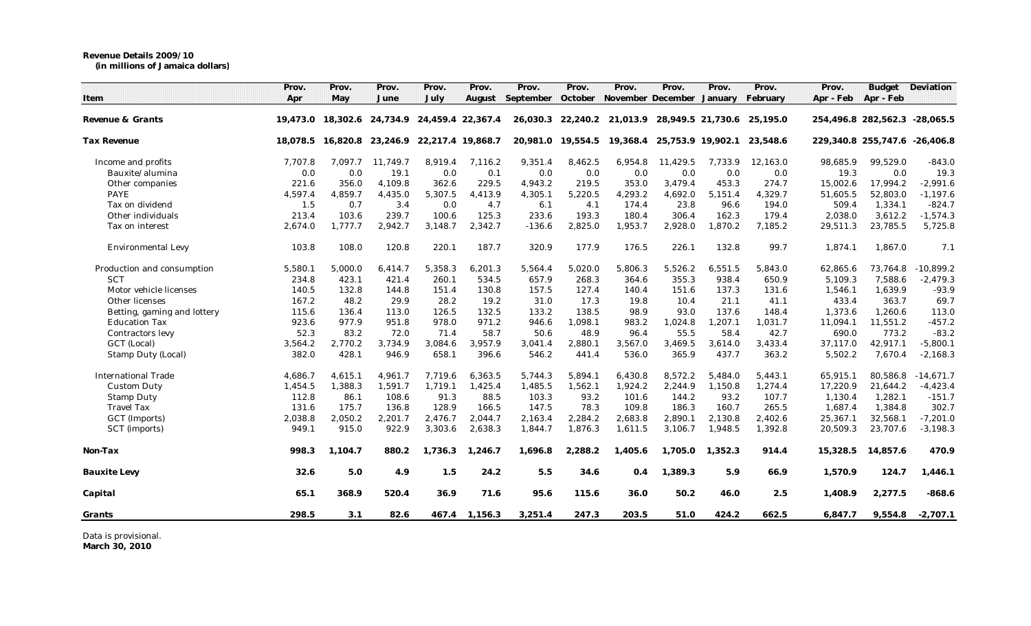**Revenue Details 2009/10**
**(in millions of Jamaica dollars)**

| Item | Prov. Apr | Prov. May | Prov. June | Prov. July | Prov. August | Prov. September | Prov. October | Prov. November | Prov. December | Prov. January | Prov. February | Prov. Apr - Feb | Budget Apr - Feb | Deviation |
|---|---|---|---|---|---|---|---|---|---|---|---|---|---|---|
| **Revenue & Grants** | **19,473.0** | **18,302.6** | **24,734.9** | **24,459.4** | **22,367.4** | **26,030.3** | **22,240.2** | **21,013.9** | **28,949.5** | **21,730.6** | **25,195.0** | **254,496.8** | **282,562.3** | **-28,065.5** |
| **Tax Revenue** | **18,078.5** | **16,820.8** | **23,246.9** | **22,217.4** | **19,868.7** | **20,981.0** | **19,554.5** | **19,368.4** | **25,753.9** | **19,902.1** | **23,548.6** | **229,340.8** | **255,747.6** | **-26,406.8** |
| Income and profits | 7,707.8 | 7,097.7 | 11,749.7 | 8,919.4 | 7,116.2 | 9,351.4 | 8,462.5 | 6,954.8 | 11,429.5 | 7,733.9 | 12,163.0 | 98,685.9 | 99,529.0 | -843.0 |
| Bauxite/alumina | 0.0 | 0.0 | 19.1 | 0.0 | 0.1 | 0.0 | 0.0 | 0.0 | 0.0 | 0.0 | 0.0 | 19.3 | 0.0 | 19.3 |
| Other companies | 221.6 | 356.0 | 4,109.8 | 362.6 | 229.5 | 4,943.2 | 219.5 | 353.0 | 3,479.4 | 453.3 | 274.7 | 15,002.6 | 17,994.2 | -2,991.6 |
| PAYE | 4,597.4 | 4,859.7 | 4,435.0 | 5,307.5 | 4,413.9 | 4,305.1 | 5,220.5 | 4,293.2 | 4,692.0 | 5,151.4 | 4,329.7 | 51,605.5 | 52,803.0 | -1,197.6 |
| Tax on dividend | 1.5 | 0.7 | 3.4 | 0.0 | 4.7 | 6.1 | 4.1 | 174.4 | 23.8 | 96.6 | 194.0 | 509.4 | 1,334.1 | -824.7 |
| Other individuals | 213.4 | 103.6 | 239.7 | 100.6 | 125.3 | 233.6 | 193.3 | 180.4 | 306.4 | 162.3 | 179.4 | 2,038.0 | 3,612.2 | -1,574.3 |
| Tax on interest | 2,674.0 | 1,777.7 | 2,942.7 | 3,148.7 | 2,342.7 | -136.6 | 2,825.0 | 1,953.7 | 2,928.0 | 1,870.2 | 7,185.2 | 29,511.3 | 23,785.5 | 5,725.8 |
| Environmental Levy | 103.8 | 108.0 | 120.8 | 220.1 | 187.7 | 320.9 | 177.9 | 176.5 | 226.1 | 132.8 | 99.7 | 1,874.1 | 1,867.0 | 7.1 |
| Production and consumption | 5,580.1 | 5,000.0 | 6,414.7 | 5,358.3 | 6,201.3 | 5,564.4 | 5,020.0 | 5,806.3 | 5,526.2 | 6,551.5 | 5,843.0 | 62,865.6 | 73,764.8 | -10,899.2 |
| SCT | 234.8 | 423.1 | 421.4 | 260.1 | 534.5 | 657.9 | 268.3 | 364.6 | 355.3 | 938.4 | 650.9 | 5,109.3 | 7,588.6 | -2,479.3 |
| Motor vehicle licenses | 140.5 | 132.8 | 144.8 | 151.4 | 130.8 | 157.5 | 127.4 | 140.4 | 151.6 | 137.3 | 131.6 | 1,546.1 | 1,639.9 | -93.9 |
| Other licenses | 167.2 | 48.2 | 29.9 | 28.2 | 19.2 | 31.0 | 17.3 | 19.8 | 10.4 | 21.1 | 41.1 | 433.4 | 363.7 | 69.7 |
| Betting, gaming and lottery | 115.6 | 136.4 | 113.0 | 126.5 | 132.5 | 133.2 | 138.5 | 98.9 | 93.0 | 137.6 | 148.4 | 1,373.6 | 1,260.6 | 113.0 |
| Education Tax | 923.6 | 977.9 | 951.8 | 978.0 | 971.2 | 946.6 | 1,098.1 | 983.2 | 1,024.8 | 1,207.1 | 1,031.7 | 11,094.1 | 11,551.2 | -457.2 |
| Contractors levy | 52.3 | 83.2 | 72.0 | 71.4 | 58.7 | 50.6 | 48.9 | 96.4 | 55.5 | 58.4 | 42.7 | 690.0 | 773.2 | -83.2 |
| GCT (Local) | 3,564.2 | 2,770.2 | 3,734.9 | 3,084.6 | 3,957.9 | 3,041.4 | 2,880.1 | 3,567.0 | 3,469.5 | 3,614.0 | 3,433.4 | 37,117.0 | 42,917.1 | -5,800.1 |
| Stamp Duty (Local) | 382.0 | 428.1 | 946.9 | 658.1 | 396.6 | 546.2 | 441.4 | 536.0 | 365.9 | 437.7 | 363.2 | 5,502.2 | 7,670.4 | -2,168.3 |
| International Trade | 4,686.7 | 4,615.1 | 4,961.7 | 7,719.6 | 6,363.5 | 5,744.3 | 5,894.1 | 6,430.8 | 8,572.2 | 5,484.0 | 5,443.1 | 65,915.1 | 80,586.8 | -14,671.7 |
| Custom Duty | 1,454.5 | 1,388.3 | 1,591.7 | 1,719.1 | 1,425.4 | 1,485.5 | 1,562.1 | 1,924.2 | 2,244.9 | 1,150.8 | 1,274.4 | 17,220.9 | 21,644.2 | -4,423.4 |
| Stamp Duty | 112.8 | 86.1 | 108.6 | 91.3 | 88.5 | 103.3 | 93.2 | 101.6 | 144.2 | 93.2 | 107.7 | 1,130.4 | 1,282.1 | -151.7 |
| Travel Tax | 131.6 | 175.7 | 136.8 | 128.9 | 166.5 | 147.5 | 78.3 | 109.8 | 186.3 | 160.7 | 265.5 | 1,687.4 | 1,384.8 | 302.7 |
| GCT (Imports) | 2,038.8 | 2,050.2 | 2,201.7 | 2,476.7 | 2,044.7 | 2,163.4 | 2,284.2 | 2,683.8 | 2,890.1 | 2,130.8 | 2,402.6 | 25,367.1 | 32,568.1 | -7,201.0 |
| SCT (imports) | 949.1 | 915.0 | 922.9 | 3,303.6 | 2,638.3 | 1,844.7 | 1,876.3 | 1,611.5 | 3,106.7 | 1,948.5 | 1,392.8 | 20,509.3 | 23,707.6 | -3,198.3 |
| **Non-Tax** | **998.3** | **1,104.7** | **880.2** | **1,736.3** | **1,246.7** | **1,696.8** | **2,288.2** | **1,405.6** | **1,705.0** | **1,352.3** | **914.4** | **15,328.5** | **14,857.6** | **470.9** |
| **Bauxite Levy** | **32.6** | **5.0** | **4.9** | **1.5** | **24.2** | **5.5** | **34.6** | **0.4** | **1,389.3** | **5.9** | **66.9** | **1,570.9** | **124.7** | **1,446.1** |
| **Capital** | **65.1** | **368.9** | **520.4** | **36.9** | **71.6** | **95.6** | **115.6** | **36.0** | **50.2** | **46.0** | **2.5** | **1,408.9** | **2,277.5** | **-868.6** |
| **Grants** | **298.5** | **3.1** | **82.6** | **467.4** | **1,156.3** | **3,251.4** | **247.3** | **203.5** | **51.0** | **424.2** | **662.5** | **6,847.7** | **9,554.8** | **-2,707.1** |

Data is provisional.
**March 30, 2010**